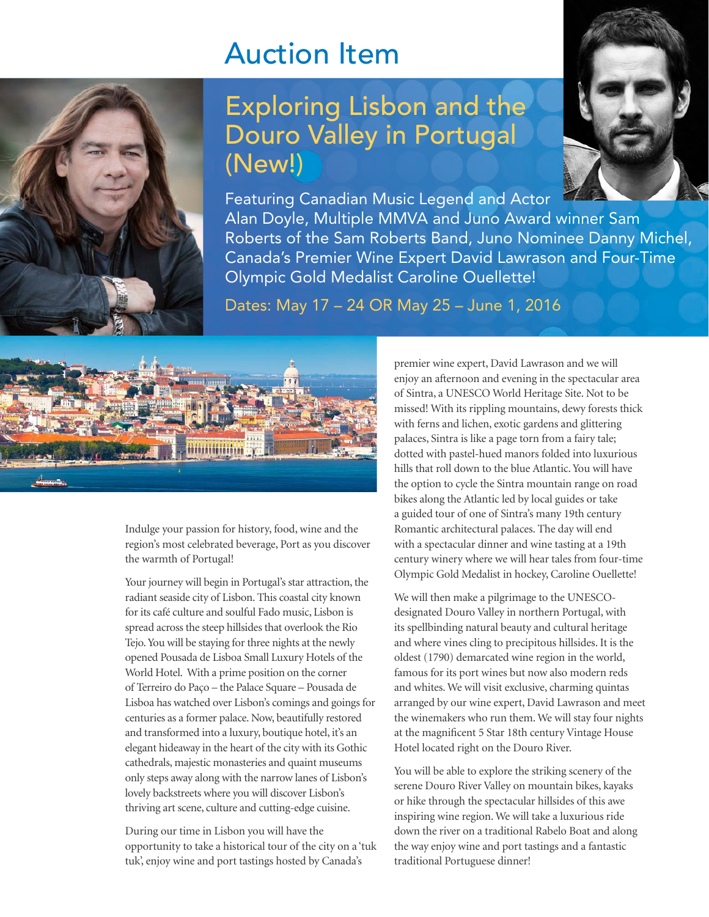# Auction Item

## Exploring Lisbon and the Douro Valley in Portugal (New!)

Featuring Canadian Music Legend and Actor Alan Doyle, Multiple MMVA and Juno Award winner Sam Roberts of the Sam Roberts Band, Juno Nominee Danny Michel, Canada's Premier Wine Expert David Lawrason and Four-Time Olympic Gold Medalist Caroline Ouellette!

Dates: May 17 – 24 OR May 25 – June 1, 2016

Indulge your passion for history, food, wine and the region's most celebrated beverage, Port as you discover the warmth of Portugal!

Your journey will begin in Portugal's star attraction, the radiant seaside city of Lisbon. This coastal city known for its café culture and soulful Fado music, Lisbon is spread across the steep hillsides that overlook the Rio Tejo. You will be staying for three nights at the newly opened Pousada de Lisboa Small Luxury Hotels of the World Hotel. With a prime position on the corner of Terreiro do Paço – the Palace Square – Pousada de Lisboa has watched over Lisbon's comings and goings for centuries as a former palace. Now, beautifully restored and transformed into a luxury, boutique hotel, it's an elegant hideaway in the heart of the city with its Gothic cathedrals, majestic monasteries and quaint museums only steps away along with the narrow lanes of Lisbon's lovely backstreets where you will discover Lisbon's thriving art scene, culture and cutting-edge cuisine.

During our time in Lisbon you will have the opportunity to take a historical tour of the city on a 'tuk tuk', enjoy wine and port tastings hosted by Canada's premier wine expert, David Lawrason and we will enjoy an afternoon and evening in the spectacular area of Sintra, a UNESCO World Heritage Site. Not to be missed! With its rippling mountains, dewy forests thick with ferns and lichen, exotic gardens and glittering palaces, Sintra is like a page torn from a fairy tale; dotted with pastel-hued manors folded into luxurious hills that roll down to the blue Atlantic. You will have the option to cycle the Sintra mountain range on road bikes along the Atlantic led by local guides or take a guided tour of one of Sintra's many 19th century Romantic architectural palaces. The day will end with a spectacular dinner and wine tasting at a 19th century winery where we will hear tales from four-time Olympic Gold Medalist in hockey, Caroline Ouellette!

We will then make a pilgrimage to the UNESCO-designated Douro Valley in northern Portugal, with its spellbinding natural beauty and cultural heritage and where vines cling to precipitous hillsides. It is the oldest (1790) demarcated wine region in the world, famous for its port wines but now also modern reds and whites. We will visit exclusive, charming quintas arranged by our wine expert, David Lawrason and meet the winemakers who run them. We will stay four nights at the magnificent 5 Star 18th century Vintage House Hotel located right on the Douro River.

You will be able to explore the striking scenery of the serene Douro River Valley on mountain bikes, kayaks or hike through the spectacular hillsides of this awe inspiring wine region. We will take a luxurious ride down the river on a traditional Rabelo Boat and along the way enjoy wine and port tastings and a fantastic traditional Portuguese dinner!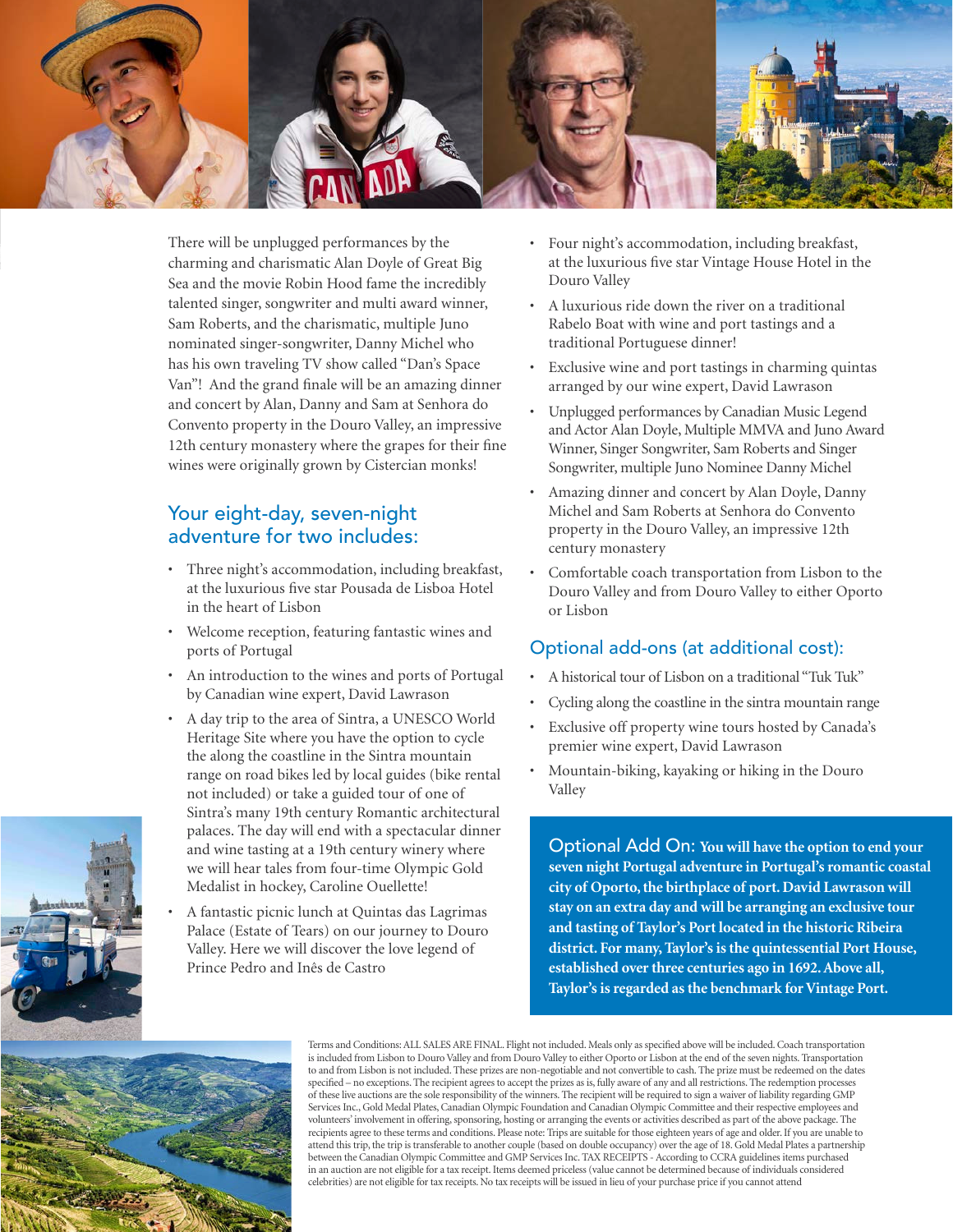There will be unplugged performances by the charming and charismatic Alan Doyle of Great Big Sea and the movie Robin Hood fame the incredibly talented singer, songwriter and multi award winner, Sam Roberts, and the charismatic, multiple Juno nominated singer-songwriter, Danny Michel who has his own traveling TV show called "Dan's Space Van"! And the grand finale will be an amazing dinner and concert by Alan, Danny and Sam at Senhora do Convento property in the Douro Valley, an impressive 12th century monastery where the grapes for their fine wines were originally grown by Cistercian monks!

## Your eight-day, seven-night adventure for two includes:

- Three night's accommodation, including breakfast, at the luxurious five star Pousada de Lisboa Hotel in the heart of Lisbon
- Welcome reception, featuring fantastic wines and ports of Portugal
- An introduction to the wines and ports of Portugal by Canadian wine expert, David Lawrason
- A day trip to the area of Sintra, a UNESCO World Heritage Site where you have the option to cycle the along the coastline in the Sintra mountain range on road bikes led by local guides (bike rental not included) or take a guided tour of one of Sintra's many 19th century Romantic architectural palaces. The day will end with a spectacular dinner and wine tasting at a 19th century winery where we will hear tales from four-time Olympic Gold Medalist in hockey, Caroline Ouellette!
- A fantastic picnic lunch at Quintas das Lagrimas Palace (Estate of Tears) on our journey to Douro Valley. Here we will discover the love legend of Prince Pedro and Inês de Castro
- Four night's accommodation, including breakfast, at the luxurious five star Vintage House Hotel in the Douro Valley
- A luxurious ride down the river on a traditional Rabelo Boat with wine and port tastings and a traditional Portuguese dinner!
- Exclusive wine and port tastings in charming quintas arranged by our wine expert, David Lawrason
- Unplugged performances by Canadian Music Legend and Actor Alan Doyle, Multiple MMVA and Juno Award Winner, Singer Songwriter, Sam Roberts and Singer Songwriter, multiple Juno Nominee Danny Michel
- Amazing dinner and concert by Alan Doyle, Danny Michel and Sam Roberts at Senhora do Convento property in the Douro Valley, an impressive 12th century monastery
- Comfortable coach transportation from Lisbon to the Douro Valley and from Douro Valley to either Oporto or Lisbon

## Optional add-ons (at additional cost):

- A historical tour of Lisbon on a traditional "Tuk Tuk"
- Cycling along the coastline in the sintra mountain range
- Exclusive off property wine tours hosted by Canada's premier wine expert, David Lawrason
- Mountain-biking, kayaking or hiking in the Douro Valley

Optional Add On: **You will have the option to end your seven night Portugal adventure in Portugal's romantic coastal city of Oporto, the birthplace of port. David Lawrason will stay on an extra day and will be arranging an exclusive tour and tasting of Taylor's Port located in the historic Ribeira district. For many, Taylor's is the quintessential Port House, established over three centuries ago in 1692. Above all, Taylor's is regarded as the benchmark for Vintage Port.**

Terms and Conditions: ALL SALES ARE FINAL. Flight not included. Meals only as specified above will be included. Coach transportation is included from Lisbon to Douro Valley and from Douro Valley to either Oporto or Lisbon at the end of the seven nights. Transportation to and from Lisbon is not included. These prizes are non-negotiable and not convertible to cash. The prize must be redeemed on the dates specified – no exceptions. The recipient agrees to accept the prizes as is, fully aware of any and all restrictions. The redemption processes of these live auctions are the sole responsibility of the winners. The recipient will be required to sign a waiver of liability regarding GMP Services Inc., Gold Medal Plates, Canadian Olympic Foundation and Canadian Olympic Committee and their respective employees and volunteers' involvement in offering, sponsoring, hosting or arranging the events or activities described as part of the above package. The recipients agree to these terms and conditions. Please note: Trips are suitable for those eighteen years of age and older. If you are unable to attend this trip, the trip is transferable to another couple (based on double occupancy) over the age of 18. Gold Medal Plates a partnership between the Canadian Olympic Committee and GMP Services Inc. TAX RECEIPTS - According to CCRA guidelines items purchased in an auction are not eligible for a tax receipt. Items deemed priceless (value cannot be determined because of individuals considered celebrities) are not eligible for tax receipts. No tax receipts will be issued in lieu of your purchase price if you cannot attend